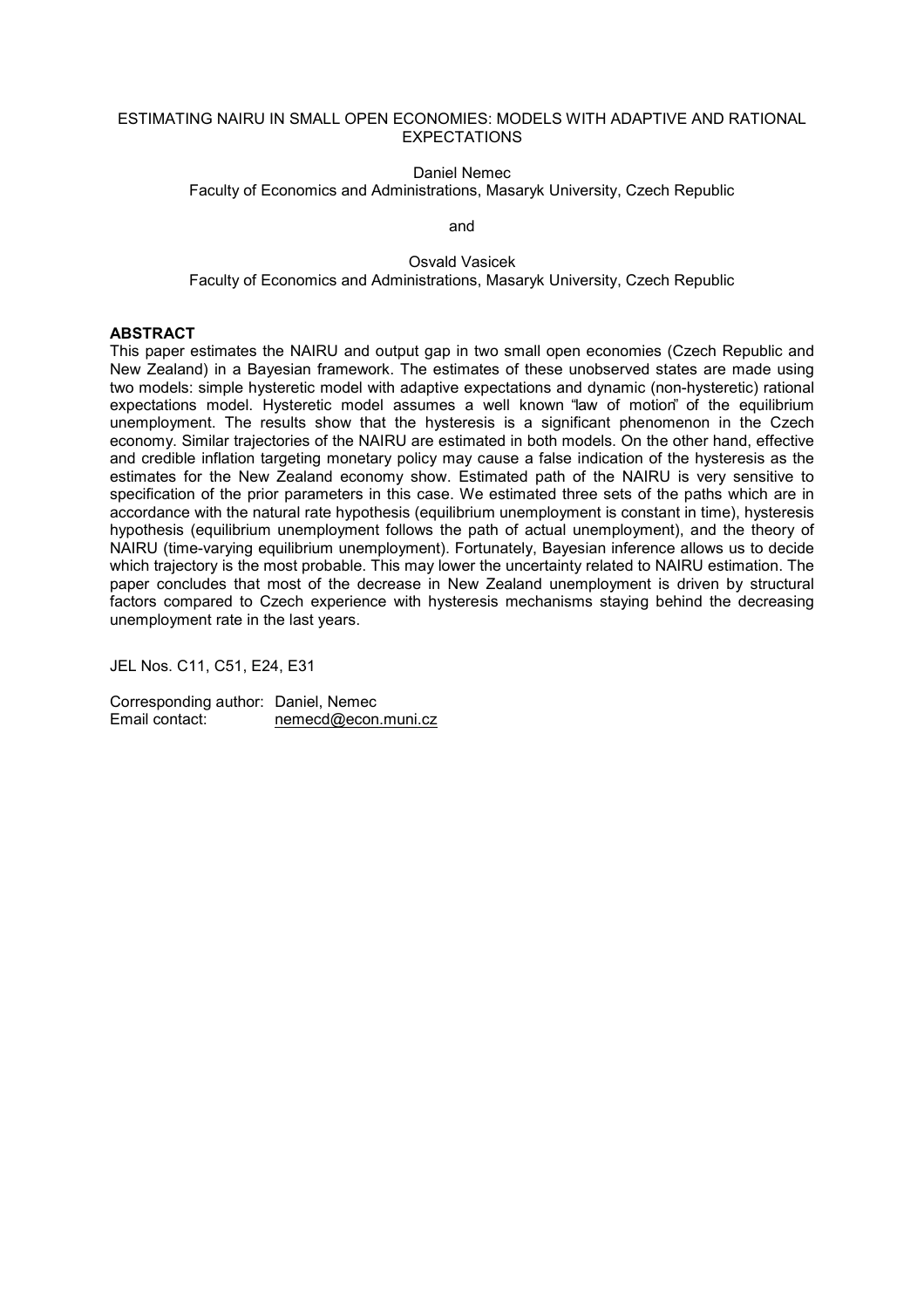# ESTIMATING NAIRU IN SMALL OPEN ECONOMIES: MODELS WITH ADAPTIVE AND RATIONAL EXPECTATIONS

Daniel Nemec
Faculty of Economics and Administrations, Masaryk University, Czech Republic

and

Osvald Vasicek
Faculty of Economics and Administrations, Masaryk University, Czech Republic

**ABSTRACT**

This paper estimates the NAIRU and output gap in two small open economies (Czech Republic and New Zealand) in a Bayesian framework. The estimates of these unobserved states are made using two models: simple hysteretic model with adaptive expectations and dynamic (non-hysteretic) rational expectations model. Hysteretic model assumes a well known "law of motion" of the equilibrium unemployment. The results show that the hysteresis is a significant phenomenon in the Czech economy. Similar trajectories of the NAIRU are estimated in both models. On the other hand, effective and credible inflation targeting monetary policy may cause a false indication of the hysteresis as the estimates for the New Zealand economy show. Estimated path of the NAIRU is very sensitive to specification of the prior parameters in this case. We estimated three sets of the paths which are in accordance with the natural rate hypothesis (equilibrium unemployment is constant in time), hysteresis hypothesis (equilibrium unemployment follows the path of actual unemployment), and the theory of NAIRU (time-varying equilibrium unemployment). Fortunately, Bayesian inference allows us to decide which trajectory is the most probable. This may lower the uncertainty related to NAIRU estimation. The paper concludes that most of the decrease in New Zealand unemployment is driven by structural factors compared to Czech experience with hysteresis mechanisms staying behind the decreasing unemployment rate in the last years.

JEL Nos. C11, C51, E24, E31

Corresponding author: Daniel, Nemec
Email contact: nemecd@econ.muni.cz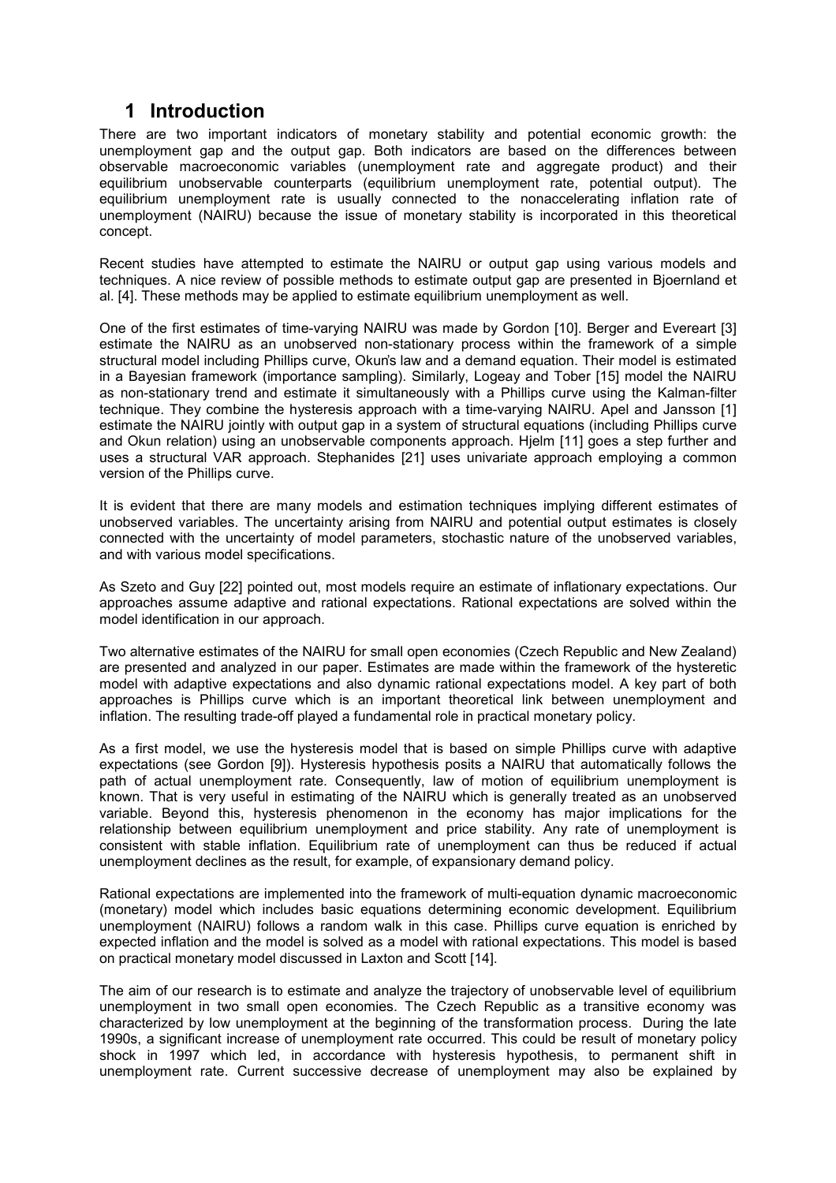# 1 Introduction

There are two important indicators of monetary stability and potential economic growth: the unemployment gap and the output gap. Both indicators are based on the differences between observable macroeconomic variables (unemployment rate and aggregate product) and their equilibrium unobservable counterparts (equilibrium unemployment rate, potential output). The equilibrium unemployment rate is usually connected to the nonaccelerating inflation rate of unemployment (NAIRU) because the issue of monetary stability is incorporated in this theoretical concept.

Recent studies have attempted to estimate the NAIRU or output gap using various models and techniques. A nice review of possible methods to estimate output gap are presented in Bjoernland et al. [4]. These methods may be applied to estimate equilibrium unemployment as well.

One of the first estimates of time-varying NAIRU was made by Gordon [10]. Berger and Evereart [3] estimate the NAIRU as an unobserved non-stationary process within the framework of a simple structural model including Phillips curve, Okun's law and a demand equation. Their model is estimated in a Bayesian framework (importance sampling). Similarly, Logeay and Tober [15] model the NAIRU as non-stationary trend and estimate it simultaneously with a Phillips curve using the Kalman-filter technique. They combine the hysteresis approach with a time-varying NAIRU. Apel and Jansson [1] estimate the NAIRU jointly with output gap in a system of structural equations (including Phillips curve and Okun relation) using an unobservable components approach. Hjelm [11] goes a step further and uses a structural VAR approach. Stephanides [21] uses univariate approach employing a common version of the Phillips curve.

It is evident that there are many models and estimation techniques implying different estimates of unobserved variables. The uncertainty arising from NAIRU and potential output estimates is closely connected with the uncertainty of model parameters, stochastic nature of the unobserved variables, and with various model specifications.

As Szeto and Guy [22] pointed out, most models require an estimate of inflationary expectations. Our approaches assume adaptive and rational expectations. Rational expectations are solved within the model identification in our approach.

Two alternative estimates of the NAIRU for small open economies (Czech Republic and New Zealand) are presented and analyzed in our paper. Estimates are made within the framework of the hysteretic model with adaptive expectations and also dynamic rational expectations model. A key part of both approaches is Phillips curve which is an important theoretical link between unemployment and inflation. The resulting trade-off played a fundamental role in practical monetary policy.

As a first model, we use the hysteresis model that is based on simple Phillips curve with adaptive expectations (see Gordon [9]). Hysteresis hypothesis posits a NAIRU that automatically follows the path of actual unemployment rate. Consequently, law of motion of equilibrium unemployment is known. That is very useful in estimating of the NAIRU which is generally treated as an unobserved variable. Beyond this, hysteresis phenomenon in the economy has major implications for the relationship between equilibrium unemployment and price stability. Any rate of unemployment is consistent with stable inflation. Equilibrium rate of unemployment can thus be reduced if actual unemployment declines as the result, for example, of expansionary demand policy.

Rational expectations are implemented into the framework of multi-equation dynamic macroeconomic (monetary) model which includes basic equations determining economic development. Equilibrium unemployment (NAIRU) follows a random walk in this case. Phillips curve equation is enriched by expected inflation and the model is solved as a model with rational expectations. This model is based on practical monetary model discussed in Laxton and Scott [14].

The aim of our research is to estimate and analyze the trajectory of unobservable level of equilibrium unemployment in two small open economies. The Czech Republic as a transitive economy was characterized by low unemployment at the beginning of the transformation process. During the late 1990s, a significant increase of unemployment rate occurred. This could be result of monetary policy shock in 1997 which led, in accordance with hysteresis hypothesis, to permanent shift in unemployment rate. Current successive decrease of unemployment may also be explained by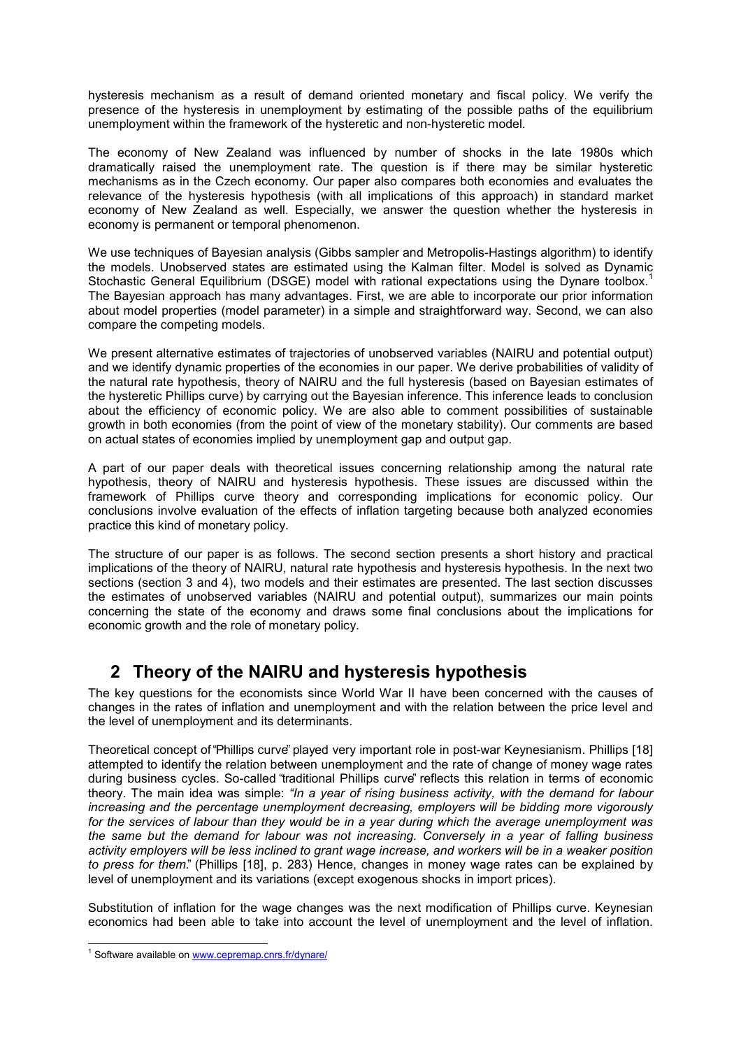hysteresis mechanism as a result of demand oriented monetary and fiscal policy. We verify the presence of the hysteresis in unemployment by estimating of the possible paths of the equilibrium unemployment within the framework of the hysteretic and non-hysteretic model.

The economy of New Zealand was influenced by number of shocks in the late 1980s which dramatically raised the unemployment rate. The question is if there may be similar hysteretic mechanisms as in the Czech economy. Our paper also compares both economies and evaluates the relevance of the hysteresis hypothesis (with all implications of this approach) in standard market economy of New Zealand as well. Especially, we answer the question whether the hysteresis in economy is permanent or temporal phenomenon.

We use techniques of Bayesian analysis (Gibbs sampler and Metropolis-Hastings algorithm) to identify the models. Unobserved states are estimated using the Kalman filter. Model is solved as Dynamic Stochastic General Equilibrium (DSGE) model with rational expectations using the Dynare toolbox.[1] The Bayesian approach has many advantages. First, we are able to incorporate our prior information about model properties (model parameter) in a simple and straightforward way. Second, we can also compare the competing models.

We present alternative estimates of trajectories of unobserved variables (NAIRU and potential output) and we identify dynamic properties of the economies in our paper. We derive probabilities of validity of the natural rate hypothesis, theory of NAIRU and the full hysteresis (based on Bayesian estimates of the hysteretic Phillips curve) by carrying out the Bayesian inference. This inference leads to conclusion about the efficiency of economic policy. We are also able to comment possibilities of sustainable growth in both economies (from the point of view of the monetary stability). Our comments are based on actual states of economies implied by unemployment gap and output gap.

A part of our paper deals with theoretical issues concerning relationship among the natural rate hypothesis, theory of NAIRU and hysteresis hypothesis. These issues are discussed within the framework of Phillips curve theory and corresponding implications for economic policy. Our conclusions involve evaluation of the effects of inflation targeting because both analyzed economies practice this kind of monetary policy.

The structure of our paper is as follows. The second section presents a short history and practical implications of the theory of NAIRU, natural rate hypothesis and hysteresis hypothesis. In the next two sections (section 3 and 4), two models and their estimates are presented. The last section discusses the estimates of unobserved variables (NAIRU and potential output), summarizes our main points concerning the state of the economy and draws some final conclusions about the implications for economic growth and the role of monetary policy.

## 2 Theory of the NAIRU and hysteresis hypothesis

The key questions for the economists since World War II have been concerned with the causes of changes in the rates of inflation and unemployment and with the relation between the price level and the level of unemployment and its determinants.

Theoretical concept of "Phillips curve" played very important role in post-war Keynesianism. Phillips [18] attempted to identify the relation between unemployment and the rate of change of money wage rates during business cycles. So-called "traditional Phillips curve" reflects this relation in terms of economic theory. The main idea was simple: *"In a year of rising business activity, with the demand for labour increasing and the percentage unemployment decreasing, employers will be bidding more vigorously for the services of labour than they would be in a year during which the average unemployment was the same but the demand for labour was not increasing. Conversely in a year of falling business activity employers will be less inclined to grant wage increase, and workers will be in a weaker position to press for them.*" (Phillips [18], p. 283) Hence, changes in money wage rates can be explained by level of unemployment and its variations (except exogenous shocks in import prices).

Substitution of inflation for the wage changes was the next modification of Phillips curve. Keynesian economics had been able to take into account the level of unemployment and the level of inflation.

[1] Software available on www.cepremap.cnrs.fr/dynare/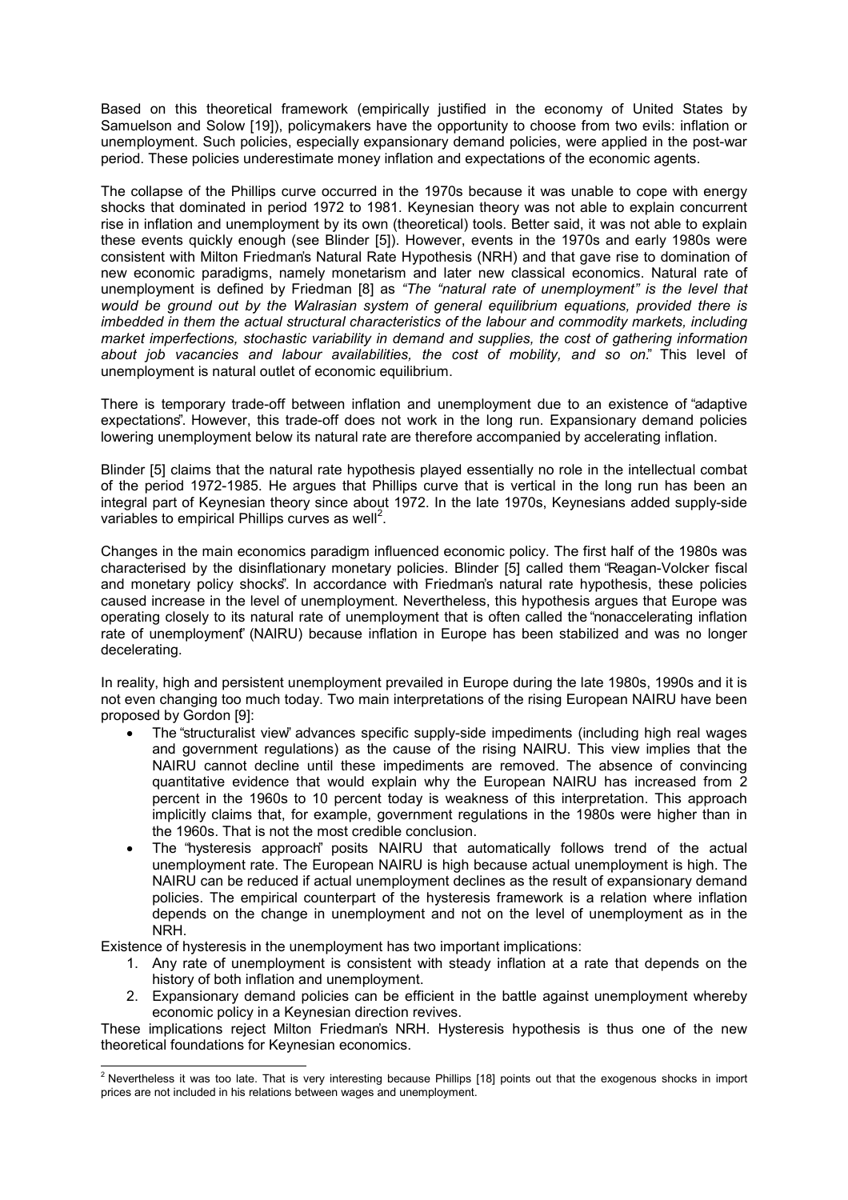Based on this theoretical framework (empirically justified in the economy of United States by Samuelson and Solow [19]), policymakers have the opportunity to choose from two evils: inflation or unemployment. Such policies, especially expansionary demand policies, were applied in the post-war period. These policies underestimate money inflation and expectations of the economic agents.

The collapse of the Phillips curve occurred in the 1970s because it was unable to cope with energy shocks that dominated in period 1972 to 1981. Keynesian theory was not able to explain concurrent rise in inflation and unemployment by its own (theoretical) tools. Better said, it was not able to explain these events quickly enough (see Blinder [5]). However, events in the 1970s and early 1980s were consistent with Milton Friedman's Natural Rate Hypothesis (NRH) and that gave rise to domination of new economic paradigms, namely monetarism and later new classical economics. Natural rate of unemployment is defined by Friedman [8] as *"The "natural rate of unemployment" is the level that would be ground out by the Walrasian system of general equilibrium equations, provided there is imbedded in them the actual structural characteristics of the labour and commodity markets, including market imperfections, stochastic variability in demand and supplies, the cost of gathering information about job vacancies and labour availabilities, the cost of mobility, and so on*." This level of unemployment is natural outlet of economic equilibrium.

There is temporary trade-off between inflation and unemployment due to an existence of "adaptive expectations". However, this trade-off does not work in the long run. Expansionary demand policies lowering unemployment below its natural rate are therefore accompanied by accelerating inflation.

Blinder [5] claims that the natural rate hypothesis played essentially no role in the intellectual combat of the period 1972-1985. He argues that Phillips curve that is vertical in the long run has been an integral part of Keynesian theory since about 1972. In the late 1970s, Keynesians added supply-side variables to empirical Phillips curves as well[2].

Changes in the main economics paradigm influenced economic policy. The first half of the 1980s was characterised by the disinflationary monetary policies. Blinder [5] called them "Reagan-Volcker fiscal and monetary policy shocks". In accordance with Friedman's natural rate hypothesis, these policies caused increase in the level of unemployment. Nevertheless, this hypothesis argues that Europe was operating closely to its natural rate of unemployment that is often called the "nonaccelerating inflation rate of unemployment" (NAIRU) because inflation in Europe has been stabilized and was no longer decelerating.

In reality, high and persistent unemployment prevailed in Europe during the late 1980s, 1990s and it is not even changing too much today. Two main interpretations of the rising European NAIRU have been proposed by Gordon [9]:

- The "structuralist view" advances specific supply-side impediments (including high real wages and government regulations) as the cause of the rising NAIRU. This view implies that the NAIRU cannot decline until these impediments are removed. The absence of convincing quantitative evidence that would explain why the European NAIRU has increased from 2 percent in the 1960s to 10 percent today is weakness of this interpretation. This approach implicitly claims that, for example, government regulations in the 1980s were higher than in the 1960s. That is not the most credible conclusion.
- The "hysteresis approach" posits NAIRU that automatically follows trend of the actual unemployment rate. The European NAIRU is high because actual unemployment is high. The NAIRU can be reduced if actual unemployment declines as the result of expansionary demand policies. The empirical counterpart of the hysteresis framework is a relation where inflation depends on the change in unemployment and not on the level of unemployment as in the NRH.

Existence of hysteresis in the unemployment has two important implications:

1. Any rate of unemployment is consistent with steady inflation at a rate that depends on the history of both inflation and unemployment.
2. Expansionary demand policies can be efficient in the battle against unemployment whereby economic policy in a Keynesian direction revives.

These implications reject Milton Friedman's NRH. Hysteresis hypothesis is thus one of the new theoretical foundations for Keynesian economics.

---

[2] Nevertheless it was too late. That is very interesting because Phillips [18] points out that the exogenous shocks in import prices are not included in his relations between wages and unemployment.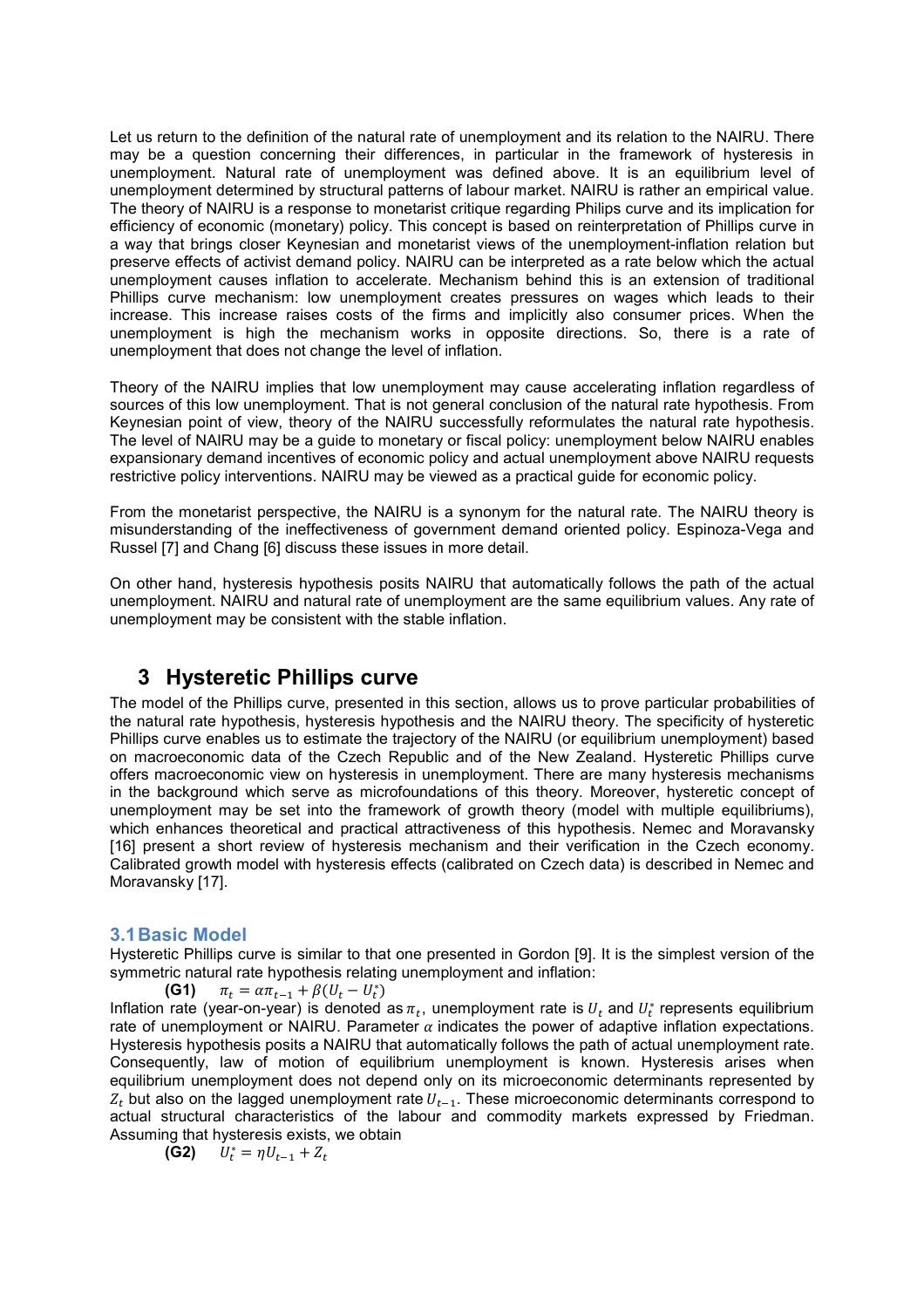Let us return to the definition of the natural rate of unemployment and its relation to the NAIRU. There may be a question concerning their differences, in particular in the framework of hysteresis in unemployment. Natural rate of unemployment was defined above. It is an equilibrium level of unemployment determined by structural patterns of labour market. NAIRU is rather an empirical value. The theory of NAIRU is a response to monetarist critique regarding Philips curve and its implication for efficiency of economic (monetary) policy. This concept is based on reinterpretation of Phillips curve in a way that brings closer Keynesian and monetarist views of the unemployment-inflation relation but preserve effects of activist demand policy. NAIRU can be interpreted as a rate below which the actual unemployment causes inflation to accelerate. Mechanism behind this is an extension of traditional Phillips curve mechanism: low unemployment creates pressures on wages which leads to their increase. This increase raises costs of the firms and implicitly also consumer prices. When the unemployment is high the mechanism works in opposite directions. So, there is a rate of unemployment that does not change the level of inflation.

Theory of the NAIRU implies that low unemployment may cause accelerating inflation regardless of sources of this low unemployment. That is not general conclusion of the natural rate hypothesis. From Keynesian point of view, theory of the NAIRU successfully reformulates the natural rate hypothesis. The level of NAIRU may be a guide to monetary or fiscal policy: unemployment below NAIRU enables expansionary demand incentives of economic policy and actual unemployment above NAIRU requests restrictive policy interventions. NAIRU may be viewed as a practical guide for economic policy.

From the monetarist perspective, the NAIRU is a synonym for the natural rate. The NAIRU theory is misunderstanding of the ineffectiveness of government demand oriented policy. Espinoza-Vega and Russel [7] and Chang [6] discuss these issues in more detail.

On other hand, hysteresis hypothesis posits NAIRU that automatically follows the path of the actual unemployment. NAIRU and natural rate of unemployment are the same equilibrium values. Any rate of unemployment may be consistent with the stable inflation.

# 3 Hysteretic Phillips curve

The model of the Phillips curve, presented in this section, allows us to prove particular probabilities of the natural rate hypothesis, hysteresis hypothesis and the NAIRU theory. The specificity of hysteretic Phillips curve enables us to estimate the trajectory of the NAIRU (or equilibrium unemployment) based on macroeconomic data of the Czech Republic and of the New Zealand. Hysteretic Phillips curve offers macroeconomic view on hysteresis in unemployment. There are many hysteresis mechanisms in the background which serve as microfoundations of this theory. Moreover, hysteretic concept of unemployment may be set into the framework of growth theory (model with multiple equilibriums), which enhances theoretical and practical attractiveness of this hypothesis. Nemec and Moravansky [16] present a short review of hysteresis mechanism and their verification in the Czech economy. Calibrated growth model with hysteresis effects (calibrated on Czech data) is described in Nemec and Moravansky [17].

## 3.1 Basic Model

Hysteretic Phillips curve is similar to that one presented in Gordon [9]. It is the simplest version of the symmetric natural rate hypothesis relating unemployment and inflation:

**(G1)** $\pi_t = \alpha\pi_{t-1} + \beta(U_t - U_t^*)$

Inflation rate (year-on-year) is denoted as $\pi_t$, unemployment rate is $U_t$ and $U_t^*$ represents equilibrium rate of unemployment or NAIRU. Parameter $\alpha$ indicates the power of adaptive inflation expectations. Hysteresis hypothesis posits a NAIRU that automatically follows the path of actual unemployment rate. Consequently, law of motion of equilibrium unemployment is known. Hysteresis arises when equilibrium unemployment does not depend only on its microeconomic determinants represented by $Z_t$ but also on the lagged unemployment rate $U_{t-1}$. These microeconomic determinants correspond to actual structural characteristics of the labour and commodity markets expressed by Friedman. Assuming that hysteresis exists, we obtain

**(G2)** $U_t^* = \eta U_{t-1} + Z_t$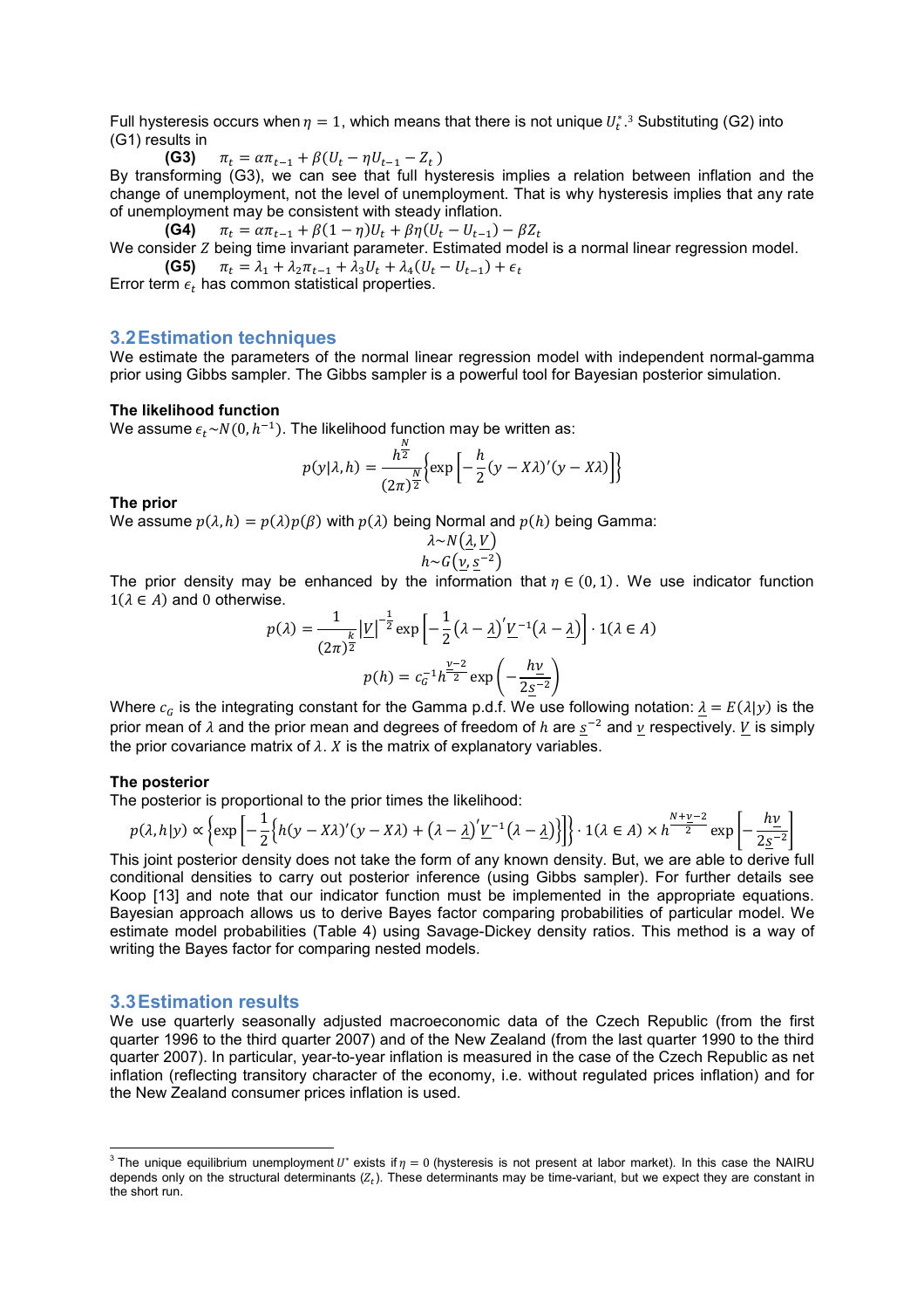Full hysteresis occurs when $\eta = 1$, which means that there is not unique $U_t^*$.[3] Substituting (G2) into (G1) results in

**(G3)** $\pi_t = \alpha\pi_{t-1} + \beta(U_t - \eta U_{t-1} - Z_t)$

By transforming (G3), we can see that full hysteresis implies a relation between inflation and the change of unemployment, not the level of unemployment. That is why hysteresis implies that any rate of unemployment may be consistent with steady inflation.

**(G4)** $\pi_t = \alpha\pi_{t-1} + \beta(1-\eta)U_t + \beta\eta(U_t - U_{t-1}) - \beta Z_t$

We consider $Z$ being time invariant parameter. Estimated model is a normal linear regression model.

**(G5)** $\pi_t = \lambda_1 + \lambda_2\pi_{t-1} + \lambda_3 U_t + \lambda_4(U_t - U_{t-1}) + \epsilon_t$

Error term $\epsilon_t$ has common statistical properties.

## 3.2 Estimation techniques

We estimate the parameters of the normal linear regression model with independent normal-gamma prior using Gibbs sampler. The Gibbs sampler is a powerful tool for Bayesian posterior simulation.

**The likelihood function**

We assume $\epsilon_t \sim N(0, h^{-1})$. The likelihood function may be written as:

$$p(y|\lambda, h) = \frac{h^{\frac{N}{2}}}{(2\pi)^{\frac{N}{2}}}\left\{\exp\left[-\frac{h}{2}(y - X\lambda)'(y - X\lambda)\right]\right\}$$

**The prior**

We assume $p(\lambda, h) = p(\lambda)p(\beta)$ with $p(\lambda)$ being Normal and $p(h)$ being Gamma:

$$\lambda \sim N(\underline{\lambda}, \underline{V})$$
$$h \sim G(\underline{\nu}, \underline{s}^{-2})$$

The prior density may be enhanced by the information that $\eta \in (0,1)$. We use indicator function $1(\lambda \in A)$ and 0 otherwise.

$$p(\lambda) = \frac{1}{(2\pi)^{\frac{k}{2}}}|\underline{V}|^{-\frac{1}{2}}\exp\left[-\frac{1}{2}(\lambda - \underline{\lambda})'\underline{V}^{-1}(\lambda - \underline{\lambda})\right] \cdot 1(\lambda \in A)$$

$$p(h) = c_G^{-1}h^{\frac{\underline{\nu}-2}{2}}\exp\left(-\frac{h\underline{\nu}}{2\underline{s}^{-2}}\right)$$

Where $c_G$ is the integrating constant for the Gamma p.d.f. We use following notation: $\underline{\lambda} = E(\lambda|y)$ is the prior mean of $\lambda$ and the prior mean and degrees of freedom of $h$ are $\underline{s}^{-2}$ and $\underline{\nu}$ respectively. $\underline{V}$ is simply the prior covariance matrix of $\lambda$. $X$ is the matrix of explanatory variables.

**The posterior**

The posterior is proportional to the prior times the likelihood:

$$p(\lambda, h|y) \propto \left\{\exp\left[-\frac{1}{2}\left\{h(y - X\lambda)'(y - X\lambda) + (\lambda - \underline{\lambda})'\underline{V}^{-1}(\lambda - \underline{\lambda})\right\}\right]\right\} \cdot 1(\lambda \in A) \times h^{\frac{N+\underline{\nu}-2}{2}}\exp\left[-\frac{h\underline{\nu}}{2\underline{s}^{-2}}\right]$$

This joint posterior density does not take the form of any known density. But, we are able to derive full conditional densities to carry out posterior inference (using Gibbs sampler). For further details see Koop [13] and note that our indicator function must be implemented in the appropriate equations. Bayesian approach allows us to derive Bayes factor comparing probabilities of particular model. We estimate model probabilities (Table 4) using Savage-Dickey density ratios. This method is a way of writing the Bayes factor for comparing nested models.

## 3.3 Estimation results

We use quarterly seasonally adjusted macroeconomic data of the Czech Republic (from the first quarter 1996 to the third quarter 2007) and of the New Zealand (from the last quarter 1990 to the third quarter 2007). In particular, year-to-year inflation is measured in the case of the Czech Republic as net inflation (reflecting transitory character of the economy, i.e. without regulated prices inflation) and for the New Zealand consumer prices inflation is used.

---

[3] The unique equilibrium unemployment $U^*$ exists if $\eta = 0$ (hysteresis is not present at labor market). In this case the NAIRU depends only on the structural determinants ($Z_t$). These determinants may be time-variant, but we expect they are constant in the short run.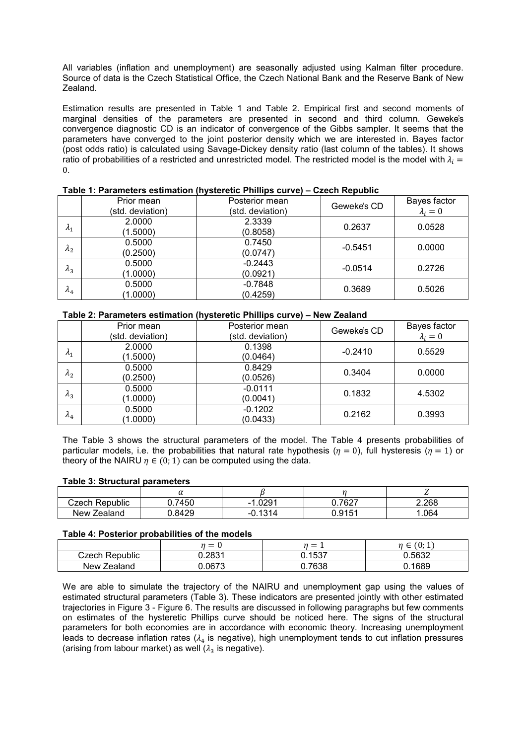All variables (inflation and unemployment) are seasonally adjusted using Kalman filter procedure. Source of data is the Czech Statistical Office, the Czech National Bank and the Reserve Bank of New Zealand.

Estimation results are presented in Table 1 and Table 2. Empirical first and second moments of marginal densities of the parameters are presented in second and third column. Geweke's convergence diagnostic CD is an indicator of convergence of the Gibbs sampler. It seems that the parameters have converged to the joint posterior density which we are interested in. Bayes factor (post odds ratio) is calculated using Savage-Dickey density ratio (last column of the tables). It shows ratio of probabilities of a restricted and unrestricted model. The restricted model is the model with $\lambda_i = 0$.

**Table 1: Parameters estimation (hysteretic Phillips curve) – Czech Republic**

| | Prior mean (std. deviation) | Posterior mean (std. deviation) | Geweke's CD | Bayes factor $\lambda_i = 0$ |
|---|---|---|---|---|
| $\lambda_1$ | 2.0000 (1.5000) | 2.3339 (0.8058) | 0.2637 | 0.0528 |
| $\lambda_2$ | 0.5000 (0.2500) | 0.7450 (0.0747) | -0.5451 | 0.0000 |
| $\lambda_3$ | 0.5000 (1.0000) | -0.2443 (0.0921) | -0.0514 | 0.2726 |
| $\lambda_4$ | 0.5000 (1.0000) | -0.7848 (0.4259) | 0.3689 | 0.5026 |

**Table 2: Parameters estimation (hysteretic Phillips curve) – New Zealand**

| | Prior mean (std. deviation) | Posterior mean (std. deviation) | Geweke's CD | Bayes factor $\lambda_i = 0$ |
|---|---|---|---|---|
| $\lambda_1$ | 2.0000 (1.5000) | 0.1398 (0.0464) | -0.2410 | 0.5529 |
| $\lambda_2$ | 0.5000 (0.2500) | 0.8429 (0.0526) | 0.3404 | 0.0000 |
| $\lambda_3$ | 0.5000 (1.0000) | -0.0111 (0.0041) | 0.1832 | 4.5302 |
| $\lambda_4$ | 0.5000 (1.0000) | -0.1202 (0.0433) | 0.2162 | 0.3993 |

The Table 3 shows the structural parameters of the model. The Table 4 presents probabilities of particular models, i.e. the probabilities that natural rate hypothesis ($\eta = 0$), full hysteresis ($\eta = 1$) or theory of the NAIRU $\eta \in (0; 1)$ can be computed using the data.

**Table 3: Structural parameters**

| | $\alpha$ | $\beta$ | $\eta$ | $Z$ |
|---|---|---|---|---|
| Czech Republic | 0.7450 | -1.0291 | 0.7627 | 2.268 |
| New Zealand | 0.8429 | -0.1314 | 0.9151 | 1.064 |

**Table 4: Posterior probabilities of the models**

| | $\eta = 0$ | $\eta = 1$ | $\eta \in (0; 1)$ |
|---|---|---|---|
| Czech Republic | 0.2831 | 0.1537 | 0.5632 |
| New Zealand | 0.0673 | 0.7638 | 0.1689 |

We are able to simulate the trajectory of the NAIRU and unemployment gap using the values of estimated structural parameters (Table 3). These indicators are presented jointly with other estimated trajectories in Figure 3 - Figure 6. The results are discussed in following paragraphs but few comments on estimates of the hysteretic Phillips curve should be noticed here. The signs of the structural parameters for both economies are in accordance with economic theory. Increasing unemployment leads to decrease inflation rates ($\lambda_4$ is negative), high unemployment tends to cut inflation pressures (arising from labour market) as well ($\lambda_3$ is negative).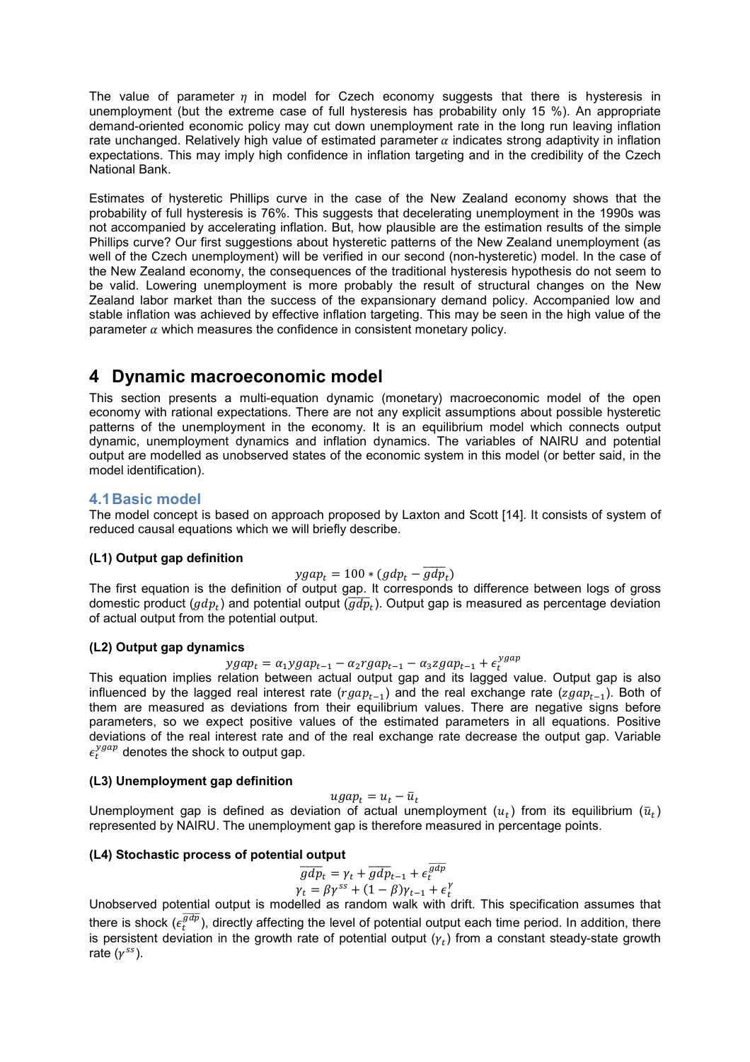The value of parameter $\eta$ in model for Czech economy suggests that there is hysteresis in unemployment (but the extreme case of full hysteresis has probability only 15 %). An appropriate demand-oriented economic policy may cut down unemployment rate in the long run leaving inflation rate unchanged. Relatively high value of estimated parameter $\alpha$ indicates strong adaptivity in inflation expectations. This may imply high confidence in inflation targeting and in the credibility of the Czech National Bank.

Estimates of hysteretic Phillips curve in the case of the New Zealand economy shows that the probability of full hysteresis is 76%. This suggests that decelerating unemployment in the 1990s was not accompanied by accelerating inflation. But, how plausible are the estimation results of the simple Phillips curve? Our first suggestions about hysteretic patterns of the New Zealand unemployment (as well of the Czech unemployment) will be verified in our second (non-hysteretic) model. In the case of the New Zealand economy, the consequences of the traditional hysteresis hypothesis do not seem to be valid. Lowering unemployment is more probably the result of structural changes on the New Zealand labor market than the success of the expansionary demand policy. Accompanied low and stable inflation was achieved by effective inflation targeting. This may be seen in the high value of the parameter $\alpha$ which measures the confidence in consistent monetary policy.

# 4 Dynamic macroeconomic model

This section presents a multi-equation dynamic (monetary) macroeconomic model of the open economy with rational expectations. There are not any explicit assumptions about possible hysteretic patterns of the unemployment in the economy. It is an equilibrium model which connects output dynamic, unemployment dynamics and inflation dynamics. The variables of NAIRU and potential output are modelled as unobserved states of the economic system in this model (or better said, in the model identification).

## 4.1 Basic model

The model concept is based on approach proposed by Laxton and Scott [14]. It consists of system of reduced causal equations which we will briefly describe.

**(L1) Output gap definition**

$$ygap_t = 100 * (gdp_t - \overline{gdp}_t)$$

The first equation is the definition of output gap. It corresponds to difference between logs of gross domestic product ($gdp_t$) and potential output ($\overline{gdp}_t$). Output gap is measured as percentage deviation of actual output from the potential output.

**(L2) Output gap dynamics**

$$ygap_t = \alpha_1 ygap_{t-1} - \alpha_2 rgap_{t-1} - \alpha_3 zgap_{t-1} + \epsilon_t^{ygap}$$

This equation implies relation between actual output gap and its lagged value. Output gap is also influenced by the lagged real interest rate ($rgap_{t-1}$) and the real exchange rate ($zgap_{t-1}$). Both of them are measured as deviations from their equilibrium values. There are negative signs before parameters, so we expect positive values of the estimated parameters in all equations. Positive deviations of the real interest rate and of the real exchange rate decrease the output gap. Variable $\epsilon_t^{ygap}$ denotes the shock to output gap.

**(L3) Unemployment gap definition**

$$ugap_t = u_t - \bar{u}_t$$

Unemployment gap is defined as deviation of actual unemployment ($u_t$) from its equilibrium ($\bar{u}_t$) represented by NAIRU. The unemployment gap is therefore measured in percentage points.

**(L4) Stochastic process of potential output**

$$\overline{gdp}_t = \gamma_t + \overline{gdp}_{t-1} + \epsilon_t^{\overline{gdp}}$$
$$\gamma_t = \beta\gamma^{ss} + (1-\beta)\gamma_{t-1} + \epsilon_t^{\gamma}$$

Unobserved potential output is modelled as random walk with drift. This specification assumes that there is shock ($\epsilon_t^{\overline{gdp}}$), directly affecting the level of potential output each time period. In addition, there is persistent deviation in the growth rate of potential output ($\gamma_t$) from a constant steady-state growth rate ($\gamma^{ss}$).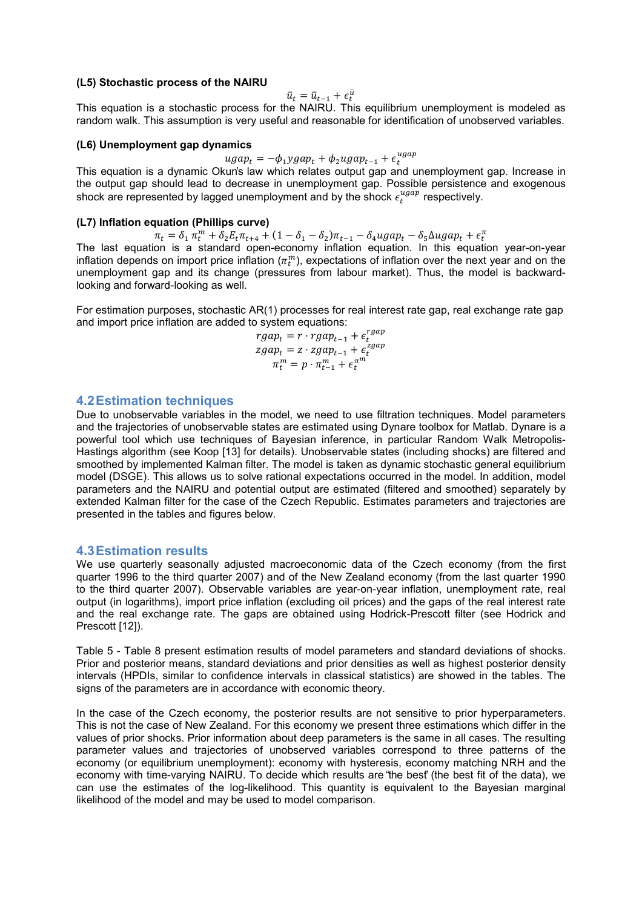**(L5) Stochastic process of the NAIRU**

$$\bar{u}_t = \bar{u}_{t-1} + \epsilon_t^{\bar{u}}$$

This equation is a stochastic process for the NAIRU. This equilibrium unemployment is modeled as random walk. This assumption is very useful and reasonable for identification of unobserved variables.

**(L6) Unemployment gap dynamics**

$$ugap_t = -\phi_1 ygap_t + \phi_2 ugap_{t-1} + \epsilon_t^{ugap}$$

This equation is a dynamic Okun's law which relates output gap and unemployment gap. Increase in the output gap should lead to decrease in unemployment gap. Possible persistence and exogenous shock are represented by lagged unemployment and by the shock $\epsilon_t^{ugap}$ respectively.

**(L7) Inflation equation (Phillips curve)**

$$\pi_t = \delta_1 \pi_t^m + \delta_2 E_t \pi_{t+4} + (1 - \delta_1 - \delta_2)\pi_{t-1} - \delta_4 ugap_t - \delta_5 \Delta ugap_t + \epsilon_t^{\pi}$$

The last equation is a standard open-economy inflation equation. In this equation year-on-year inflation depends on import price inflation ($\pi_t^m$), expectations of inflation over the next year and on the unemployment gap and its change (pressures from labour market). Thus, the model is backward-looking and forward-looking as well.

For estimation purposes, stochastic AR(1) processes for real interest rate gap, real exchange rate gap and import price inflation are added to system equations:

$$rgap_t = r \cdot rgap_{t-1} + \epsilon_t^{rgap}$$
$$zgap_t = z \cdot zgap_{t-1} + \epsilon_t^{zgap}$$
$$\pi_t^m = p \cdot \pi_{t-1}^m + \epsilon_t^{\pi^m}$$

## 4.2 Estimation techniques

Due to unobservable variables in the model, we need to use filtration techniques. Model parameters and the trajectories of unobservable states are estimated using Dynare toolbox for Matlab. Dynare is a powerful tool which use techniques of Bayesian inference, in particular Random Walk Metropolis-Hastings algorithm (see Koop [13] for details). Unobservable states (including shocks) are filtered and smoothed by implemented Kalman filter. The model is taken as dynamic stochastic general equilibrium model (DSGE). This allows us to solve rational expectations occurred in the model. In addition, model parameters and the NAIRU and potential output are estimated (filtered and smoothed) separately by extended Kalman filter for the case of the Czech Republic. Estimates parameters and trajectories are presented in the tables and figures below.

## 4.3 Estimation results

We use quarterly seasonally adjusted macroeconomic data of the Czech economy (from the first quarter 1996 to the third quarter 2007) and of the New Zealand economy (from the last quarter 1990 to the third quarter 2007). Observable variables are year-on-year inflation, unemployment rate, real output (in logarithms), import price inflation (excluding oil prices) and the gaps of the real interest rate and the real exchange rate. The gaps are obtained using Hodrick-Prescott filter (see Hodrick and Prescott [12]).

Table 5 - Table 8 present estimation results of model parameters and standard deviations of shocks. Prior and posterior means, standard deviations and prior densities as well as highest posterior density intervals (HPDIs, similar to confidence intervals in classical statistics) are showed in the tables. The signs of the parameters are in accordance with economic theory.

In the case of the Czech economy, the posterior results are not sensitive to prior hyperparameters. This is not the case of New Zealand. For this economy we present three estimations which differ in the values of prior shocks. Prior information about deep parameters is the same in all cases. The resulting parameter values and trajectories of unobserved variables correspond to three patterns of the economy (or equilibrium unemployment): economy with hysteresis, economy matching NRH and the economy with time-varying NAIRU. To decide which results are "the best" (the best fit of the data), we can use the estimates of the log-likelihood. This quantity is equivalent to the Bayesian marginal likelihood of the model and may be used to model comparison.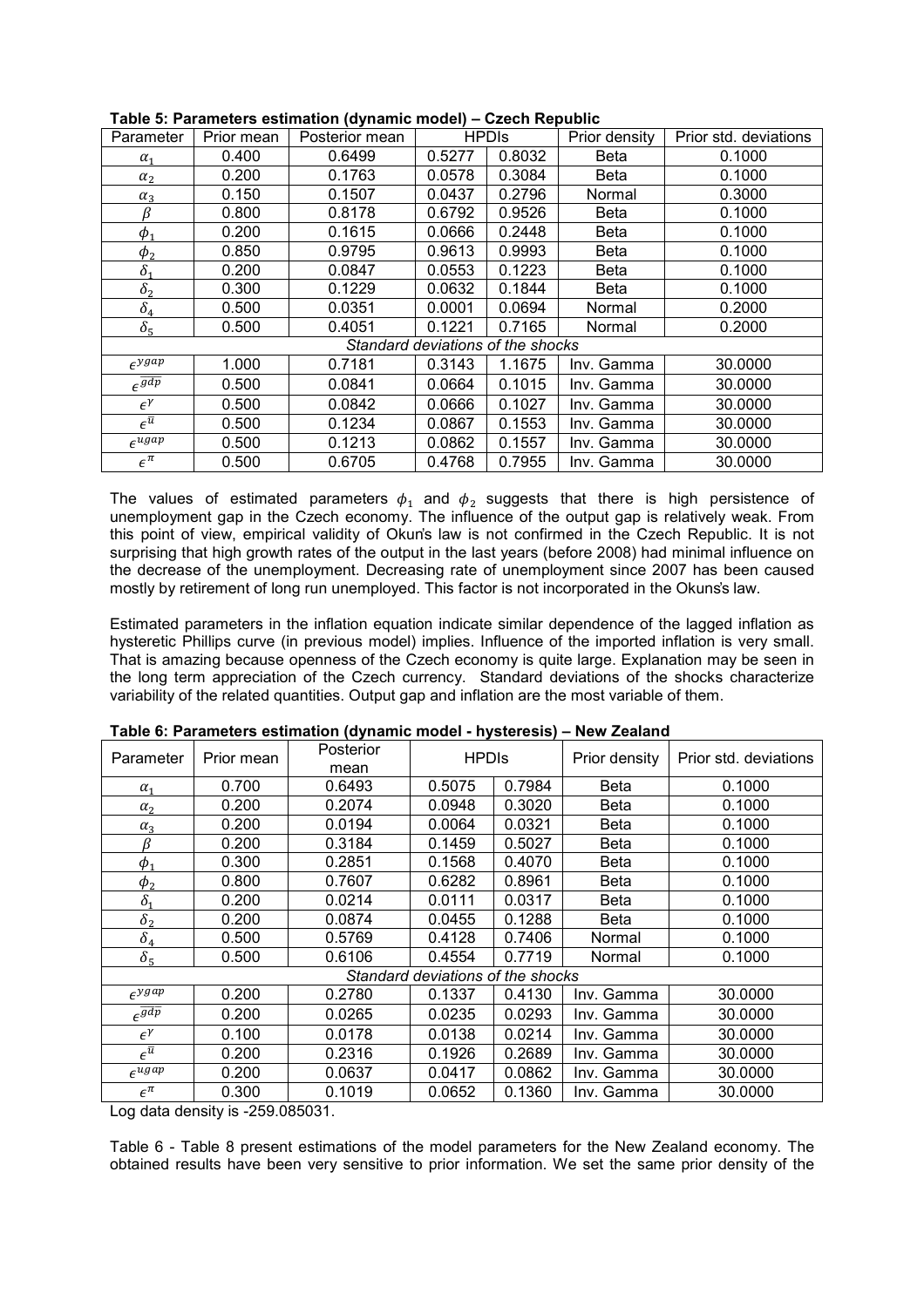**Table 5: Parameters estimation (dynamic model) – Czech Republic**

| Parameter | Prior mean | Posterior mean | HPDIs | | Prior density | Prior std. deviations |
|---|---|---|---|---|---|---|
| $\alpha_1$ | 0.400 | 0.6499 | 0.5277 | 0.8032 | Beta | 0.1000 |
| $\alpha_2$ | 0.200 | 0.1763 | 0.0578 | 0.3084 | Beta | 0.1000 |
| $\alpha_3$ | 0.150 | 0.1507 | 0.0437 | 0.2796 | Normal | 0.3000 |
| $\beta$ | 0.800 | 0.8178 | 0.6792 | 0.9526 | Beta | 0.1000 |
| $\phi_1$ | 0.200 | 0.1615 | 0.0666 | 0.2448 | Beta | 0.1000 |
| $\phi_2$ | 0.850 | 0.9795 | 0.9613 | 0.9993 | Beta | 0.1000 |
| $\delta_1$ | 0.200 | 0.0847 | 0.0553 | 0.1223 | Beta | 0.1000 |
| $\delta_2$ | 0.300 | 0.1229 | 0.0632 | 0.1844 | Beta | 0.1000 |
| $\delta_4$ | 0.500 | 0.0351 | 0.0001 | 0.0694 | Normal | 0.2000 |
| $\delta_5$ | 0.500 | 0.4051 | 0.1221 | 0.7165 | Normal | 0.2000 |
| *Standard deviations of the shocks* | | | | | | |
| $\epsilon^{ygap}$ | 1.000 | 0.7181 | 0.3143 | 1.1675 | Inv. Gamma | 30.0000 |
| $\epsilon^{\overline{gdp}}$ | 0.500 | 0.0841 | 0.0664 | 0.1015 | Inv. Gamma | 30.0000 |
| $\epsilon^{\gamma}$ | 0.500 | 0.0842 | 0.0666 | 0.1027 | Inv. Gamma | 30.0000 |
| $\epsilon^{\overline{u}}$ | 0.500 | 0.1234 | 0.0867 | 0.1553 | Inv. Gamma | 30.0000 |
| $\epsilon^{ugap}$ | 0.500 | 0.1213 | 0.0862 | 0.1557 | Inv. Gamma | 30.0000 |
| $\epsilon^{\pi}$ | 0.500 | 0.6705 | 0.4768 | 0.7955 | Inv. Gamma | 30.0000 |

The values of estimated parameters $\phi_1$ and $\phi_2$ suggests that there is high persistence of unemployment gap in the Czech economy. The influence of the output gap is relatively weak. From this point of view, empirical validity of Okun's law is not confirmed in the Czech Republic. It is not surprising that high growth rates of the output in the last years (before 2008) had minimal influence on the decrease of the unemployment. Decreasing rate of unemployment since 2007 has been caused mostly by retirement of long run unemployed. This factor is not incorporated in the Okuns's law.

Estimated parameters in the inflation equation indicate similar dependence of the lagged inflation as hysteretic Phillips curve (in previous model) implies. Influence of the imported inflation is very small. That is amazing because openness of the Czech economy is quite large. Explanation may be seen in the long term appreciation of the Czech currency. Standard deviations of the shocks characterize variability of the related quantities. Output gap and inflation are the most variable of them.

**Table 6: Parameters estimation (dynamic model - hysteresis) – New Zealand**

| Parameter | Prior mean | Posterior mean | HPDIs | | Prior density | Prior std. deviations |
|---|---|---|---|---|---|---|
| $\alpha_1$ | 0.700 | 0.6493 | 0.5075 | 0.7984 | Beta | 0.1000 |
| $\alpha_2$ | 0.200 | 0.2074 | 0.0948 | 0.3020 | Beta | 0.1000 |
| $\alpha_3$ | 0.200 | 0.0194 | 0.0064 | 0.0321 | Beta | 0.1000 |
| $\beta$ | 0.200 | 0.3184 | 0.1459 | 0.5027 | Beta | 0.1000 |
| $\phi_1$ | 0.300 | 0.2851 | 0.1568 | 0.4070 | Beta | 0.1000 |
| $\phi_2$ | 0.800 | 0.7607 | 0.6282 | 0.8961 | Beta | 0.1000 |
| $\delta_1$ | 0.200 | 0.0214 | 0.0111 | 0.0317 | Beta | 0.1000 |
| $\delta_2$ | 0.200 | 0.0874 | 0.0455 | 0.1288 | Beta | 0.1000 |
| $\delta_4$ | 0.500 | 0.5769 | 0.4128 | 0.7406 | Normal | 0.1000 |
| $\delta_5$ | 0.500 | 0.6106 | 0.4554 | 0.7719 | Normal | 0.1000 |
| *Standard deviations of the shocks* | | | | | | |
| $\epsilon^{ygap}$ | 0.200 | 0.2780 | 0.1337 | 0.4130 | Inv. Gamma | 30.0000 |
| $\epsilon^{\overline{gdp}}$ | 0.200 | 0.0265 | 0.0235 | 0.0293 | Inv. Gamma | 30.0000 |
| $\epsilon^{\gamma}$ | 0.100 | 0.0178 | 0.0138 | 0.0214 | Inv. Gamma | 30.0000 |
| $\epsilon^{\overline{u}}$ | 0.200 | 0.2316 | 0.1926 | 0.2689 | Inv. Gamma | 30.0000 |
| $\epsilon^{ugap}$ | 0.200 | 0.0637 | 0.0417 | 0.0862 | Inv. Gamma | 30.0000 |
| $\epsilon^{\pi}$ | 0.300 | 0.1019 | 0.0652 | 0.1360 | Inv. Gamma | 30.0000 |

Log data density is -259.085031.

Table 6 - Table 8 present estimations of the model parameters for the New Zealand economy. The obtained results have been very sensitive to prior information. We set the same prior density of the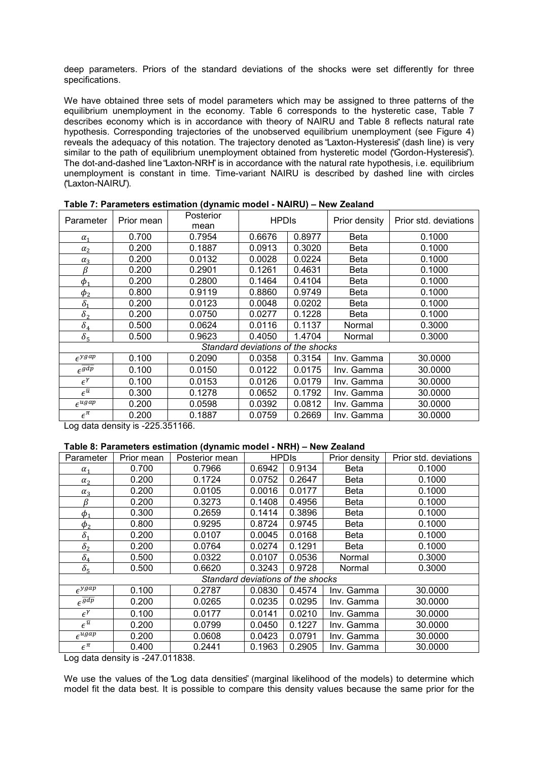deep parameters. Priors of the standard deviations of the shocks were set differently for three specifications.

We have obtained three sets of model parameters which may be assigned to three patterns of the equilibrium unemployment in the economy. Table 6 corresponds to the hysteretic case, Table 7 describes economy which is in accordance with theory of NAIRU and Table 8 reflects natural rate hypothesis. Corresponding trajectories of the unobserved equilibrium unemployment (see Figure 4) reveals the adequacy of this notation. The trajectory denoted as "Laxton-Hysteresis" (dash line) is very similar to the path of equilibrium unemployment obtained from hysteretic model ("Gordon-Hysteresis"). The dot-and-dashed line "Laxton-NRH" is in accordance with the natural rate hypothesis, i.e. equilibrium unemployment is constant in time. Time-variant NAIRU is described by dashed line with circles ("Laxton-NAIRU").

**Table 7: Parameters estimation (dynamic model - NAIRU) – New Zealand**

| Parameter | Prior mean | Posterior mean | HPDIs | | Prior density | Prior std. deviations |
|---|---|---|---|---|---|---|
| $\alpha_1$ | 0.700 | 0.7954 | 0.6676 | 0.8977 | Beta | 0.1000 |
| $\alpha_2$ | 0.200 | 0.1887 | 0.0913 | 0.3020 | Beta | 0.1000 |
| $\alpha_3$ | 0.200 | 0.0132 | 0.0028 | 0.0224 | Beta | 0.1000 |
| $\beta$ | 0.200 | 0.2901 | 0.1261 | 0.4631 | Beta | 0.1000 |
| $\phi_1$ | 0.200 | 0.2800 | 0.1464 | 0.4104 | Beta | 0.1000 |
| $\phi_2$ | 0.800 | 0.9119 | 0.8860 | 0.9749 | Beta | 0.1000 |
| $\delta_1$ | 0.200 | 0.0123 | 0.0048 | 0.0202 | Beta | 0.1000 |
| $\delta_2$ | 0.200 | 0.0750 | 0.0277 | 0.1228 | Beta | 0.1000 |
| $\delta_4$ | 0.500 | 0.0624 | 0.0116 | 0.1137 | Normal | 0.3000 |
| $\delta_5$ | 0.500 | 0.9623 | 0.4050 | 1.4704 | Normal | 0.3000 |
| *Standard deviations of the shocks* | | | | | | |
| $\epsilon^{ygap}$ | 0.100 | 0.2090 | 0.0358 | 0.3154 | Inv. Gamma | 30.0000 |
| $\epsilon^{\overline{gdp}}$ | 0.100 | 0.0150 | 0.0122 | 0.0175 | Inv. Gamma | 30.0000 |
| $\epsilon^{Y}$ | 0.100 | 0.0153 | 0.0126 | 0.0179 | Inv. Gamma | 30.0000 |
| $\epsilon^{\overline{u}}$ | 0.300 | 0.1278 | 0.0652 | 0.1792 | Inv. Gamma | 30.0000 |
| $\epsilon^{ugap}$ | 0.200 | 0.0598 | 0.0392 | 0.0812 | Inv. Gamma | 30.0000 |
| $\epsilon^{\pi}$ | 0.200 | 0.1887 | 0.0759 | 0.2669 | Inv. Gamma | 30.0000 |

Log data density is -225.351166.

**Table 8: Parameters estimation (dynamic model - NRH) – New Zealand**

| Parameter | Prior mean | Posterior mean | HPDIs | | Prior density | Prior std. deviations |
|---|---|---|---|---|---|---|
| $\alpha_1$ | 0.700 | 0.7966 | 0.6942 | 0.9134 | Beta | 0.1000 |
| $\alpha_2$ | 0.200 | 0.1724 | 0.0752 | 0.2647 | Beta | 0.1000 |
| $\alpha_3$ | 0.200 | 0.0105 | 0.0016 | 0.0177 | Beta | 0.1000 |
| $\beta$ | 0.200 | 0.3273 | 0.1408 | 0.4956 | Beta | 0.1000 |
| $\phi_1$ | 0.300 | 0.2659 | 0.1414 | 0.3896 | Beta | 0.1000 |
| $\phi_2$ | 0.800 | 0.9295 | 0.8724 | 0.9745 | Beta | 0.1000 |
| $\delta_1$ | 0.200 | 0.0107 | 0.0045 | 0.0168 | Beta | 0.1000 |
| $\delta_2$ | 0.200 | 0.0764 | 0.0274 | 0.1291 | Beta | 0.1000 |
| $\delta_4$ | 0.500 | 0.0322 | 0.0107 | 0.0536 | Normal | 0.3000 |
| $\delta_5$ | 0.500 | 0.6620 | 0.3243 | 0.9728 | Normal | 0.3000 |
| *Standard deviations of the shocks* | | | | | | |
| $\epsilon^{ygap}$ | 0.100 | 0.2787 | 0.0830 | 0.4574 | Inv. Gamma | 30.0000 |
| $\epsilon^{\overline{gdp}}$ | 0.200 | 0.0265 | 0.0235 | 0.0295 | Inv. Gamma | 30.0000 |
| $\epsilon^{Y}$ | 0.100 | 0.0177 | 0.0141 | 0.0210 | Inv. Gamma | 30.0000 |
| $\epsilon^{\overline{u}}$ | 0.200 | 0.0799 | 0.0450 | 0.1227 | Inv. Gamma | 30.0000 |
| $\epsilon^{ugap}$ | 0.200 | 0.0608 | 0.0423 | 0.0791 | Inv. Gamma | 30.0000 |
| $\epsilon^{\pi}$ | 0.400 | 0.2441 | 0.1963 | 0.2905 | Inv. Gamma | 30.0000 |

Log data density is -247.011838.

We use the values of the "Log data densities" (marginal likelihood of the models) to determine which model fit the data best. It is possible to compare this density values because the same prior for the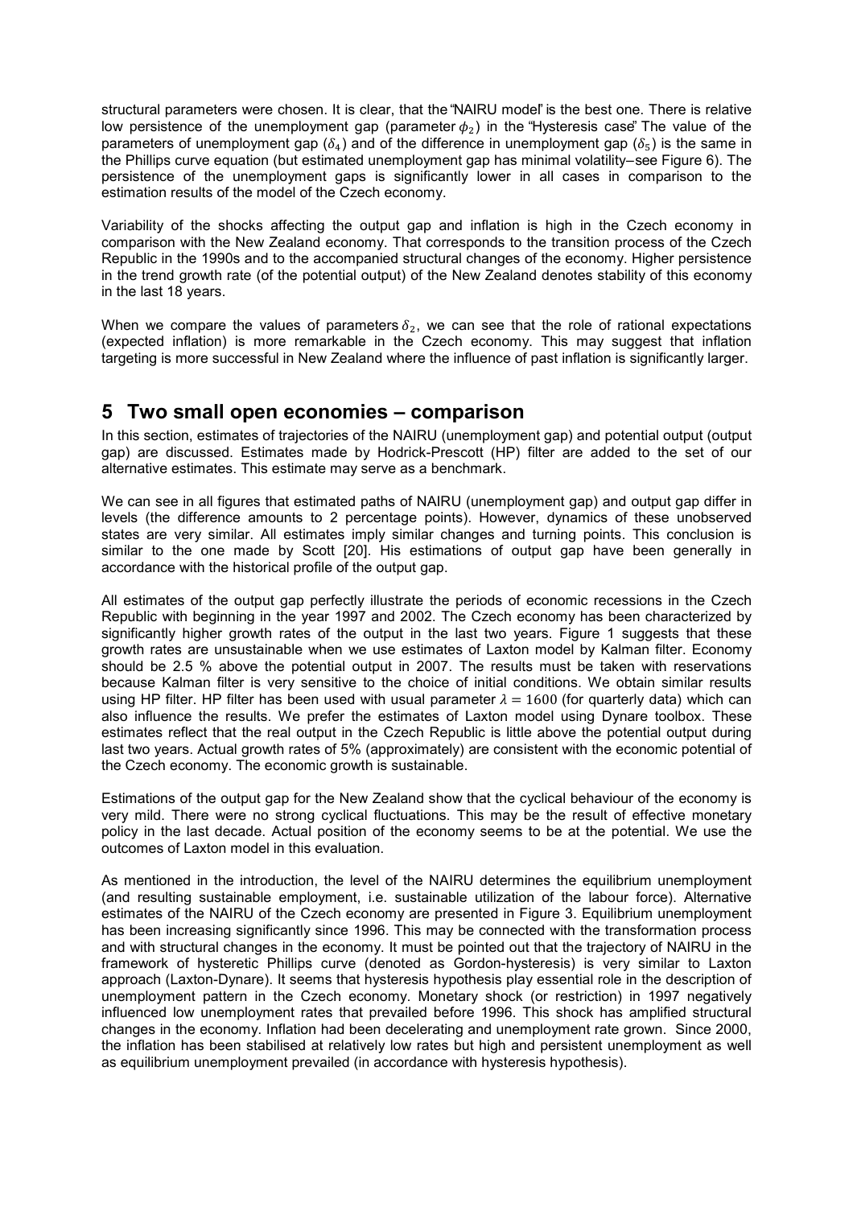structural parameters were chosen. It is clear, that the "NAIRU model" is the best one. There is relative low persistence of the unemployment gap (parameter $\phi_2$) in the "Hysteresis case" The value of the parameters of unemployment gap ($\delta_4$) and of the difference in unemployment gap ($\delta_5$) is the same in the Phillips curve equation (but estimated unemployment gap has minimal volatility – see Figure 6). The persistence of the unemployment gaps is significantly lower in all cases in comparison to the estimation results of the model of the Czech economy.

Variability of the shocks affecting the output gap and inflation is high in the Czech economy in comparison with the New Zealand economy. That corresponds to the transition process of the Czech Republic in the 1990s and to the accompanied structural changes of the economy. Higher persistence in the trend growth rate (of the potential output) of the New Zealand denotes stability of this economy in the last 18 years.

When we compare the values of parameters $\delta_2$, we can see that the role of rational expectations (expected inflation) is more remarkable in the Czech economy. This may suggest that inflation targeting is more successful in New Zealand where the influence of past inflation is significantly larger.

# 5 Two small open economies – comparison

In this section, estimates of trajectories of the NAIRU (unemployment gap) and potential output (output gap) are discussed. Estimates made by Hodrick-Prescott (HP) filter are added to the set of our alternative estimates. This estimate may serve as a benchmark.

We can see in all figures that estimated paths of NAIRU (unemployment gap) and output gap differ in levels (the difference amounts to 2 percentage points). However, dynamics of these unobserved states are very similar. All estimates imply similar changes and turning points. This conclusion is similar to the one made by Scott [20]. His estimations of output gap have been generally in accordance with the historical profile of the output gap.

All estimates of the output gap perfectly illustrate the periods of economic recessions in the Czech Republic with beginning in the year 1997 and 2002. The Czech economy has been characterized by significantly higher growth rates of the output in the last two years. Figure 1 suggests that these growth rates are unsustainable when we use estimates of Laxton model by Kalman filter. Economy should be 2.5 % above the potential output in 2007. The results must be taken with reservations because Kalman filter is very sensitive to the choice of initial conditions. We obtain similar results using HP filter. HP filter has been used with usual parameter $\lambda = 1600$ (for quarterly data) which can also influence the results. We prefer the estimates of Laxton model using Dynare toolbox. These estimates reflect that the real output in the Czech Republic is little above the potential output during last two years. Actual growth rates of 5% (approximately) are consistent with the economic potential of the Czech economy. The economic growth is sustainable.

Estimations of the output gap for the New Zealand show that the cyclical behaviour of the economy is very mild. There were no strong cyclical fluctuations. This may be the result of effective monetary policy in the last decade. Actual position of the economy seems to be at the potential. We use the outcomes of Laxton model in this evaluation.

As mentioned in the introduction, the level of the NAIRU determines the equilibrium unemployment (and resulting sustainable employment, i.e. sustainable utilization of the labour force). Alternative estimates of the NAIRU of the Czech economy are presented in Figure 3. Equilibrium unemployment has been increasing significantly since 1996. This may be connected with the transformation process and with structural changes in the economy. It must be pointed out that the trajectory of NAIRU in the framework of hysteretic Phillips curve (denoted as Gordon-hysteresis) is very similar to Laxton approach (Laxton-Dynare). It seems that hysteresis hypothesis play essential role in the description of unemployment pattern in the Czech economy. Monetary shock (or restriction) in 1997 negatively influenced low unemployment rates that prevailed before 1996. This shock has amplified structural changes in the economy. Inflation had been decelerating and unemployment rate grown. Since 2000, the inflation has been stabilised at relatively low rates but high and persistent unemployment as well as equilibrium unemployment prevailed (in accordance with hysteresis hypothesis).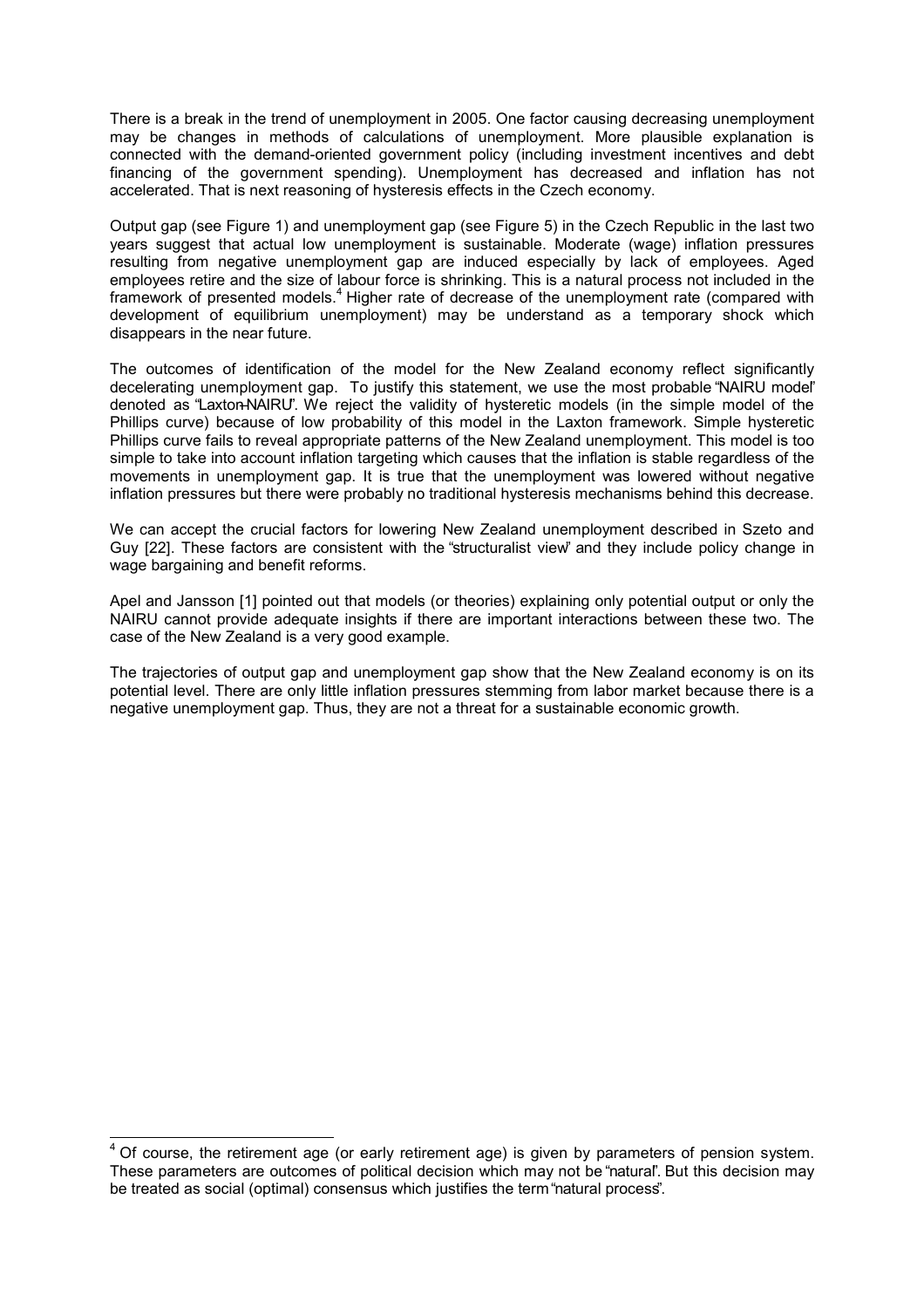There is a break in the trend of unemployment in 2005. One factor causing decreasing unemployment may be changes in methods of calculations of unemployment. More plausible explanation is connected with the demand-oriented government policy (including investment incentives and debt financing of the government spending). Unemployment has decreased and inflation has not accelerated. That is next reasoning of hysteresis effects in the Czech economy.

Output gap (see Figure 1) and unemployment gap (see Figure 5) in the Czech Republic in the last two years suggest that actual low unemployment is sustainable. Moderate (wage) inflation pressures resulting from negative unemployment gap are induced especially by lack of employees. Aged employees retire and the size of labour force is shrinking. This is a natural process not included in the framework of presented models.[4] Higher rate of decrease of the unemployment rate (compared with development of equilibrium unemployment) may be understand as a temporary shock which disappears in the near future.

The outcomes of identification of the model for the New Zealand economy reflect significantly decelerating unemployment gap. To justify this statement, we use the most probable "NAIRU model" denoted as "Laxton-NAIRU". We reject the validity of hysteretic models (in the simple model of the Phillips curve) because of low probability of this model in the Laxton framework. Simple hysteretic Phillips curve fails to reveal appropriate patterns of the New Zealand unemployment. This model is too simple to take into account inflation targeting which causes that the inflation is stable regardless of the movements in unemployment gap. It is true that the unemployment was lowered without negative inflation pressures but there were probably no traditional hysteresis mechanisms behind this decrease.

We can accept the crucial factors for lowering New Zealand unemployment described in Szeto and Guy [22]. These factors are consistent with the "structuralist view" and they include policy change in wage bargaining and benefit reforms.

Apel and Jansson [1] pointed out that models (or theories) explaining only potential output or only the NAIRU cannot provide adequate insights if there are important interactions between these two. The case of the New Zealand is a very good example.

The trajectories of output gap and unemployment gap show that the New Zealand economy is on its potential level. There are only little inflation pressures stemming from labor market because there is a negative unemployment gap. Thus, they are not a threat for a sustainable economic growth.

[4] Of course, the retirement age (or early retirement age) is given by parameters of pension system. These parameters are outcomes of political decision which may not be "natural". But this decision may be treated as social (optimal) consensus which justifies the term "natural process".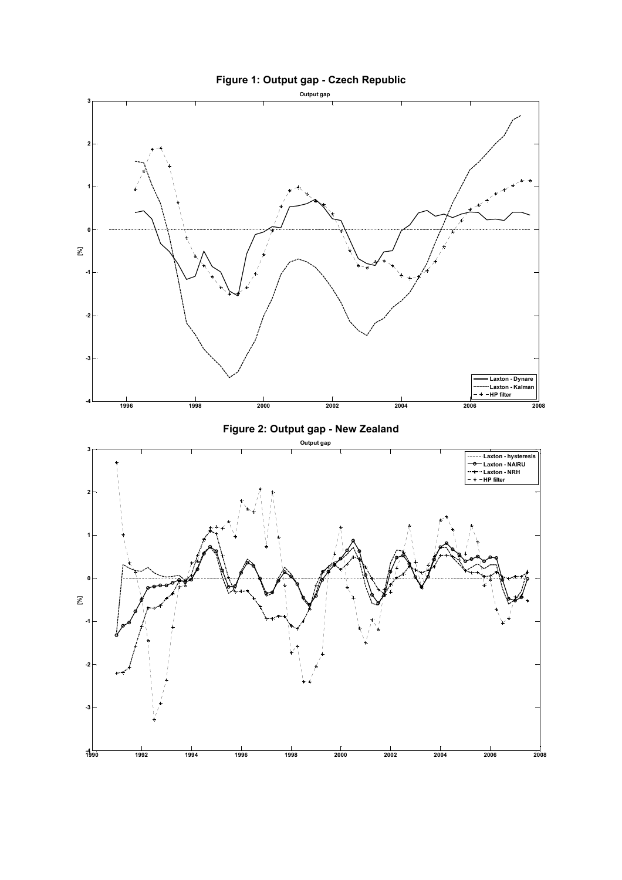**Figure 1: Output gap - Czech Republic**

**Figure 2: Output gap - New Zealand**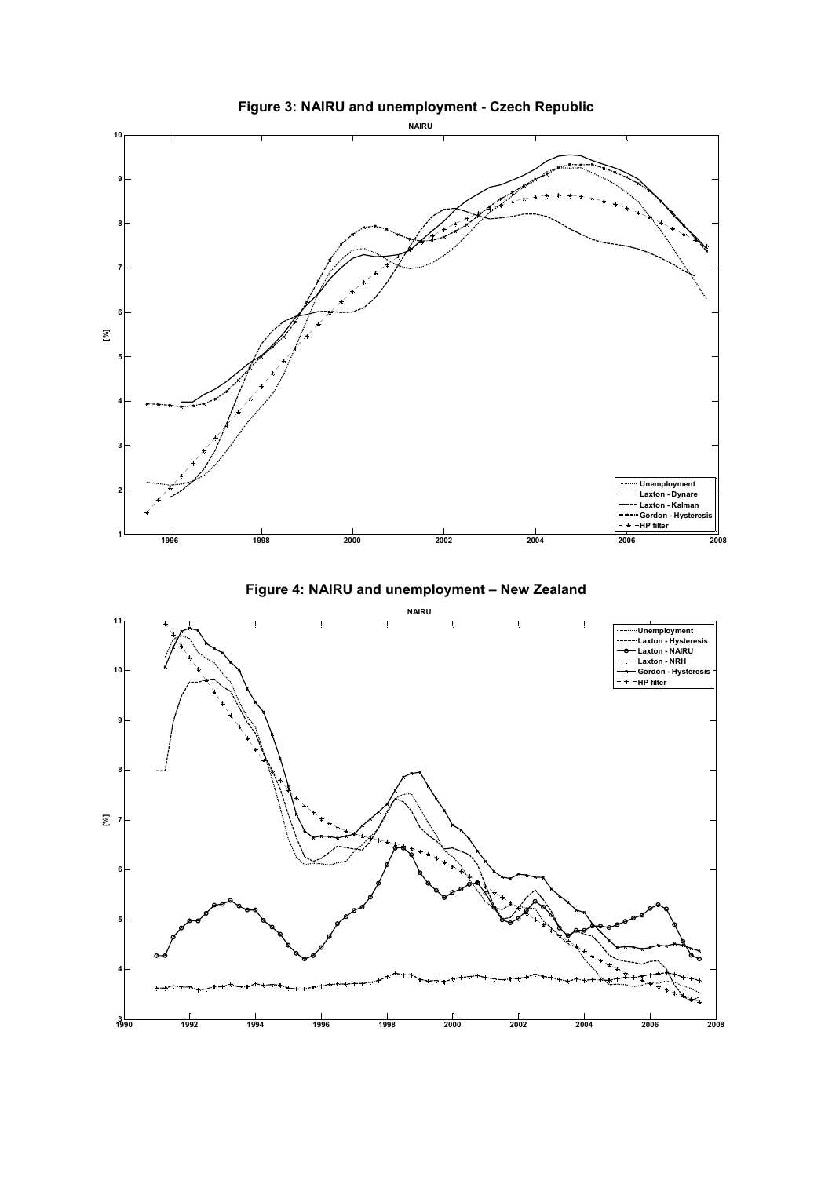**Figure 3: NAIRU and unemployment - Czech Republic**

**Figure 4: NAIRU and unemployment – New Zealand**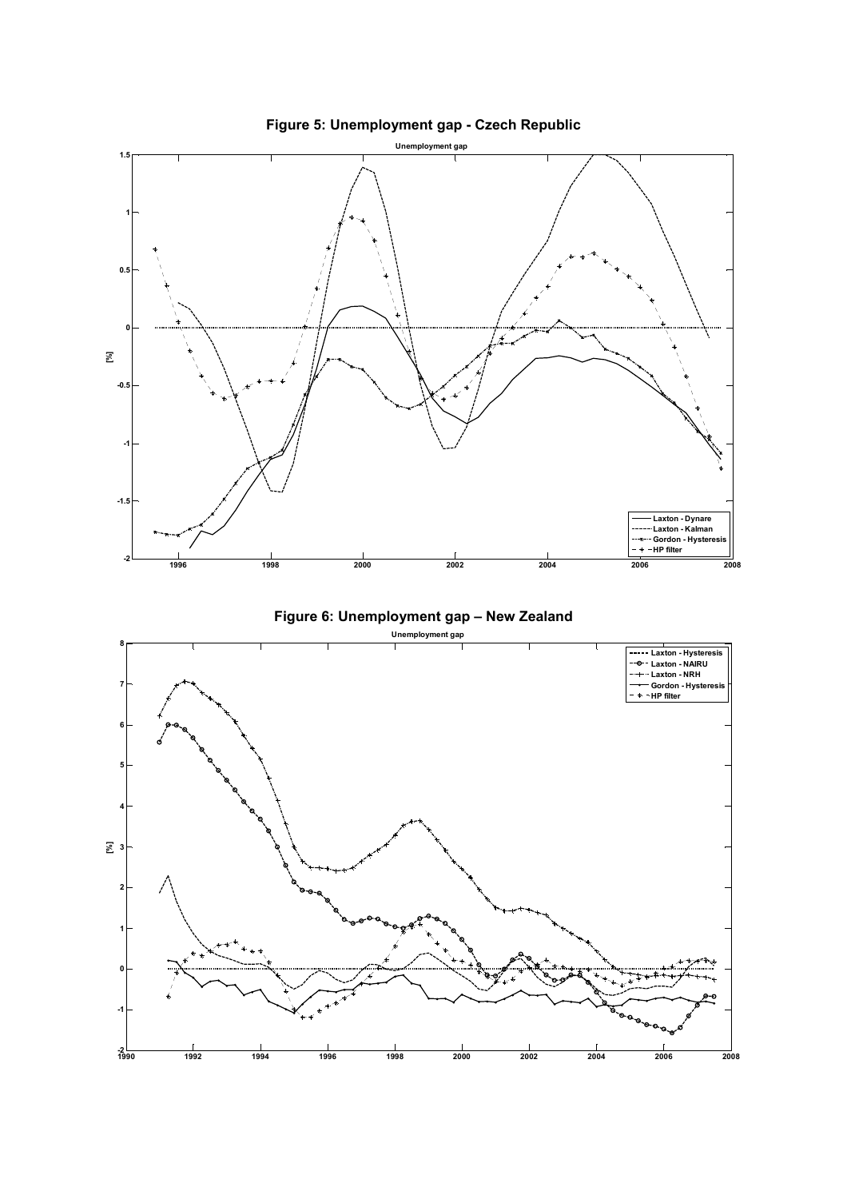**Figure 5: Unemployment gap - Czech Republic**

**Figure 6: Unemployment gap – New Zealand**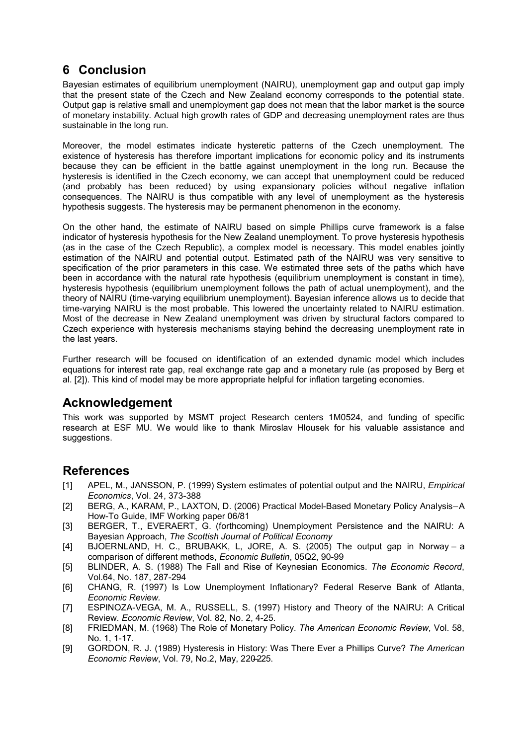## 6 Conclusion

Bayesian estimates of equilibrium unemployment (NAIRU), unemployment gap and output gap imply that the present state of the Czech and New Zealand economy corresponds to the potential state. Output gap is relative small and unemployment gap does not mean that the labor market is the source of monetary instability. Actual high growth rates of GDP and decreasing unemployment rates are thus sustainable in the long run.

Moreover, the model estimates indicate hysteretic patterns of the Czech unemployment. The existence of hysteresis has therefore important implications for economic policy and its instruments because they can be efficient in the battle against unemployment in the long run. Because the hysteresis is identified in the Czech economy, we can accept that unemployment could be reduced (and probably has been reduced) by using expansionary policies without negative inflation consequences. The NAIRU is thus compatible with any level of unemployment as the hysteresis hypothesis suggests. The hysteresis may be permanent phenomenon in the economy.

On the other hand, the estimate of NAIRU based on simple Phillips curve framework is a false indicator of hysteresis hypothesis for the New Zealand unemployment. To prove hysteresis hypothesis (as in the case of the Czech Republic), a complex model is necessary. This model enables jointly estimation of the NAIRU and potential output. Estimated path of the NAIRU was very sensitive to specification of the prior parameters in this case. We estimated three sets of the paths which have been in accordance with the natural rate hypothesis (equilibrium unemployment is constant in time), hysteresis hypothesis (equilibrium unemployment follows the path of actual unemployment), and the theory of NAIRU (time-varying equilibrium unemployment). Bayesian inference allows us to decide that time-varying NAIRU is the most probable. This lowered the uncertainty related to NAIRU estimation. Most of the decrease in New Zealand unemployment was driven by structural factors compared to Czech experience with hysteresis mechanisms staying behind the decreasing unemployment rate in the last years.

Further research will be focused on identification of an extended dynamic model which includes equations for interest rate gap, real exchange rate gap and a monetary rule (as proposed by Berg et al. [2]). This kind of model may be more appropriate helpful for inflation targeting economies.

## Acknowledgement

This work was supported by MSMT project Research centers 1M0524, and funding of specific research at ESF MU. We would like to thank Miroslav Hlousek for his valuable assistance and suggestions.

## References

- [1] APEL, M., JANSSON, P. (1999) System estimates of potential output and the NAIRU, *Empirical Economics*, Vol. 24, 373-388
- [2] BERG, A., KARAM, P., LAXTON, D. (2006) Practical Model-Based Monetary Policy Analysis – A How-To Guide, IMF Working paper 06/81
- [3] BERGER, T., EVERAERT, G. (forthcoming) Unemployment Persistence and the NAIRU: A Bayesian Approach, *The Scottish Journal of Political Economy*
- [4] BJOERNLAND, H. C., BRUBAKK, L, JORE, A. S. (2005) The output gap in Norway – a comparison of different methods, *Economic Bulletin*, 05Q2, 90-99
- [5] BLINDER, A. S. (1988) The Fall and Rise of Keynesian Economics. *The Economic Record*, Vol.64, No. 187, 287-294
- [6] CHANG, R. (1997) Is Low Unemployment Inflationary? Federal Reserve Bank of Atlanta, *Economic Review.*
- [7] ESPINOZA-VEGA, M. A., RUSSELL, S. (1997) History and Theory of the NAIRU: A Critical Review. *Economic Review*, Vol. 82, No. 2, 4-25.
- [8] FRIEDMAN, M. (1968) The Role of Monetary Policy. *The American Economic Review*, Vol. 58, No. 1, 1-17.
- [9] GORDON, R. J. (1989) Hysteresis in History: Was There Ever a Phillips Curve? *The American Economic Review*, Vol. 79, No.2, May, 220-225.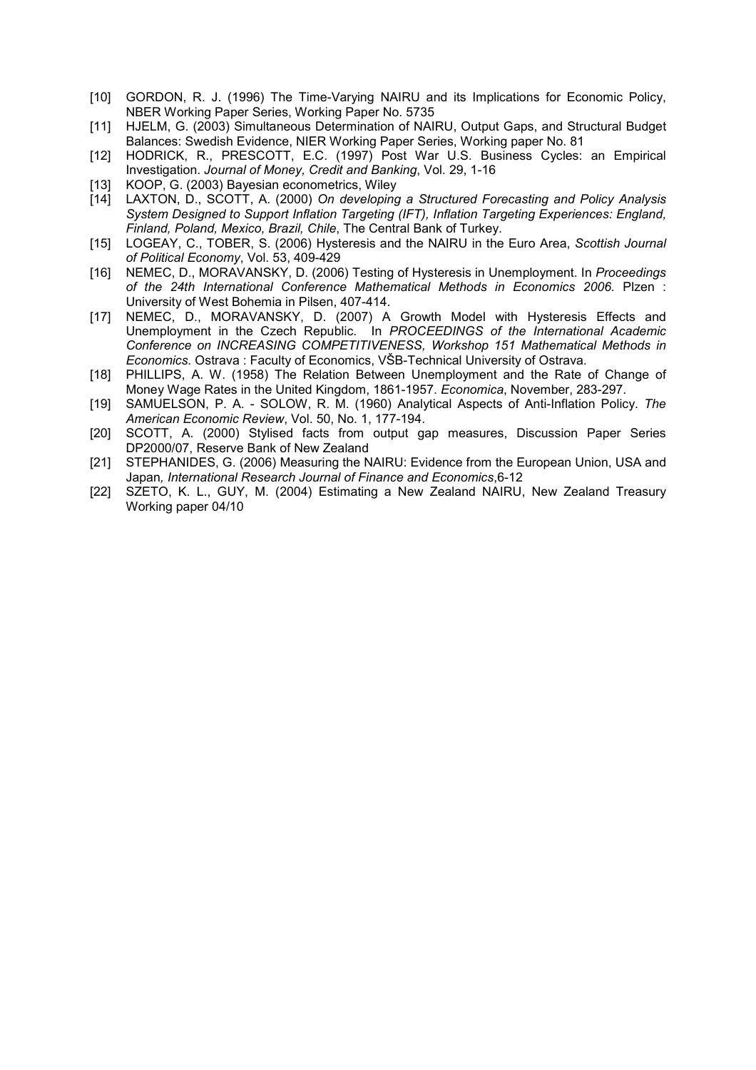[10] GORDON, R. J. (1996) The Time-Varying NAIRU and its Implications for Economic Policy, NBER Working Paper Series, Working Paper No. 5735

[11] HJELM, G. (2003) Simultaneous Determination of NAIRU, Output Gaps, and Structural Budget Balances: Swedish Evidence, NIER Working Paper Series, Working paper No. 81

[12] HODRICK, R., PRESCOTT, E.C. (1997) Post War U.S. Business Cycles: an Empirical Investigation. *Journal of Money, Credit and Banking*, Vol. 29, 1-16

[13] KOOP, G. (2003) Bayesian econometrics, Wiley

[14] LAXTON, D., SCOTT, A. (2000) *On developing a Structured Forecasting and Policy Analysis System Designed to Support Inflation Targeting (IFT), Inflation Targeting Experiences: England, Finland, Poland, Mexico, Brazil, Chile*, The Central Bank of Turkey.

[15] LOGEAY, C., TOBER, S. (2006) Hysteresis and the NAIRU in the Euro Area, *Scottish Journal of Political Economy*, Vol. 53, 409-429

[16] NEMEC, D., MORAVANSKY, D. (2006) Testing of Hysteresis in Unemployment. In *Proceedings of the 24th International Conference Mathematical Methods in Economics 2006.* Plzen : University of West Bohemia in Pilsen, 407-414.

[17] NEMEC, D., MORAVANSKY, D. (2007) A Growth Model with Hysteresis Effects and Unemployment in the Czech Republic. In *PROCEEDINGS of the International Academic Conference on INCREASING COMPETITIVENESS, Workshop 151 Mathematical Methods in Economics.* Ostrava : Faculty of Economics, VŠB-Technical University of Ostrava.

[18] PHILLIPS, A. W. (1958) The Relation Between Unemployment and the Rate of Change of Money Wage Rates in the United Kingdom, 1861-1957. *Economica*, November, 283-297.

[19] SAMUELSON, P. A. - SOLOW, R. M. (1960) Analytical Aspects of Anti-Inflation Policy. *The American Economic Review*, Vol. 50, No. 1, 177-194.

[20] SCOTT, A. (2000) Stylised facts from output gap measures, Discussion Paper Series DP2000/07, Reserve Bank of New Zealand

[21] STEPHANIDES, G. (2006) Measuring the NAIRU: Evidence from the European Union, USA and Japan*, International Research Journal of Finance and Economics*,6-12

[22] SZETO, K. L., GUY, M. (2004) Estimating a New Zealand NAIRU, New Zealand Treasury Working paper 04/10